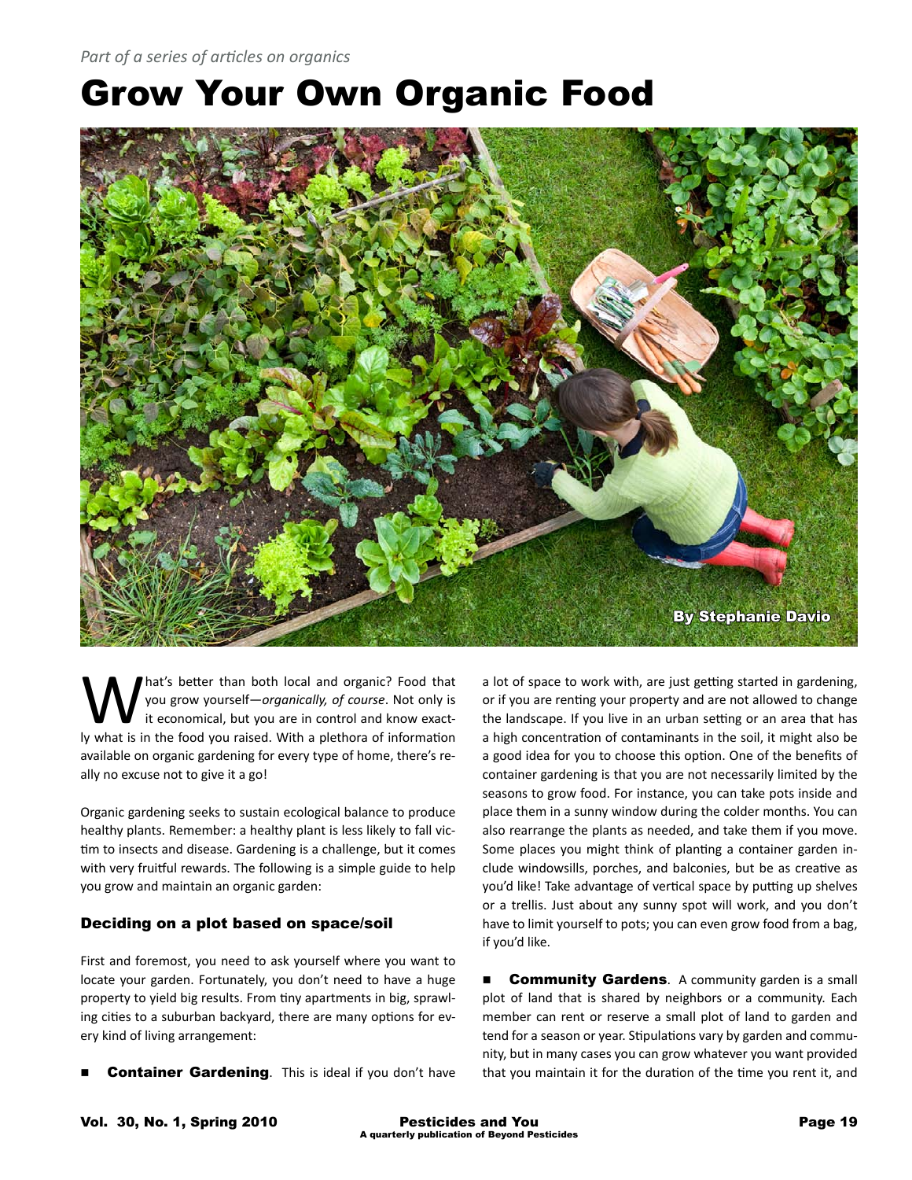*Part of a series of articles on organics*

# Grow Your Own Organic Food

By Stephanie Davio

What's better than both local and organic? Food that you grow yourself—*organically, of course*. Not only is it economical, but you are in control and know exactly what is in the food you raised. With a plethora of information available on organic gardening for every type of home, there's really no excuse not to give it a go!

Organic gardening seeks to sustain ecological balance to produce healthy plants. Remember: a healthy plant is less likely to fall victim to insects and disease. Gardening is a challenge, but it comes with very fruitful rewards. The following is a simple guide to help you grow and maintain an organic garden:

### Deciding on a plot based on space/soil

First and foremost, you need to ask yourself where you want to locate your garden. Fortunately, you don't need to have a huge property to yield big results. From tiny apartments in big, sprawling cities to a suburban backyard, there are many options for every kind of living arrangement:

- **Container Gardening**. This is ideal if you don't have a lot of space to work with, are just getting started in gardening, or if you are renting your property and are not allowed to change the landscape. If you live in an urban setting or an area that has a high concentration of contaminants in the soil, it might also be a good idea for you to choose this option. One of the benefits of container gardening is that you are not necessarily limited by the seasons to grow food. For instance, you can take pots inside and place them in a sunny window during the colder months. You can also rearrange the plants as needed, and take them if you move. Some places you might think of planting a container garden include windowsills, porches, and balconies, but be as creative as you'd like! Take advantage of vertical space by putting up shelves or a trellis. Just about any sunny spot will work, and you don't have to limit yourself to pots; you can even grow food from a bag, if you'd like.

- **Community Gardens**. A community garden is a small plot of land that is shared by neighbors or a community. Each member can rent or reserve a small plot of land to garden and tend for a season or year. Stipulations vary by garden and community, but in many cases you can grow whatever you want provided that you maintain it for the duration of the time you rent it, and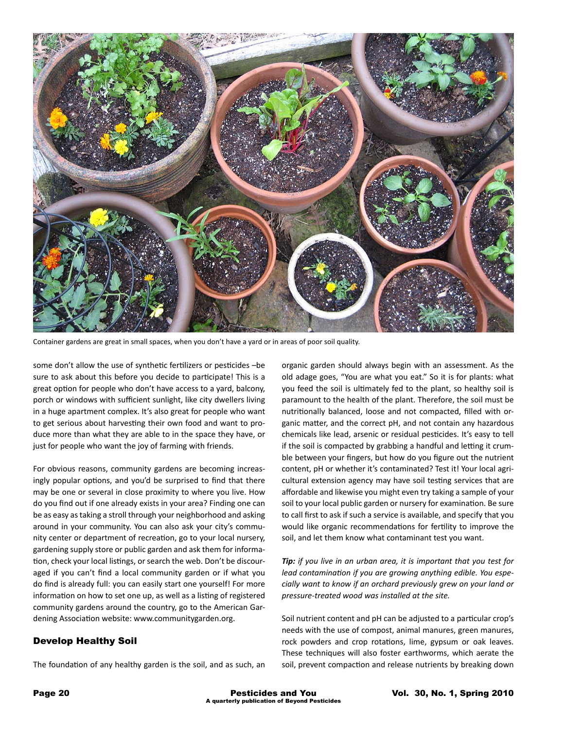Container gardens are great in small spaces, when you don't have a yard or in areas of poor soil quality.

some don't allow the use of synthetic fertilizers or pesticides –be sure to ask about this before you decide to participate! This is a great option for people who don't have access to a yard, balcony, porch or windows with sufficient sunlight, like city dwellers living in a huge apartment complex. It's also great for people who want to get serious about harvesting their own food and want to produce more than what they are able to in the space they have, or just for people who want the joy of farming with friends.

For obvious reasons, community gardens are becoming increasingly popular options, and you'd be surprised to find that there may be one or several in close proximity to where you live. How do you find out if one already exists in your area? Finding one can be as easy as taking a stroll through your neighborhood and asking around in your community. You can also ask your city's community center or department of recreation, go to your local nursery, gardening supply store or public garden and ask them for information, check your local listings, or search the web. Don't be discouraged if you can't find a local community garden or if what you do find is already full: you can easily start one yourself! For more information on how to set one up, as well as a listing of registered community gardens around the country, go to the American Gardening Association website: www.communitygarden.org.

## Develop Healthy Soil

The foundation of any healthy garden is the soil, and as such, an organic garden should always begin with an assessment. As the old adage goes, "You are what you eat." So it is for plants: what you feed the soil is ultimately fed to the plant, so healthy soil is paramount to the health of the plant. Therefore, the soil must be nutritionally balanced, loose and not compacted, filled with organic matter, and the correct pH, and not contain any hazardous chemicals like lead, arsenic or residual pesticides. It's easy to tell if the soil is compacted by grabbing a handful and letting it crumble between your fingers, but how do you figure out the nutrient content, pH or whether it's contaminated? Test it! Your local agricultural extension agency may have soil testing services that are affordable and likewise you might even try taking a sample of your soil to your local public garden or nursery for examination. Be sure to call first to ask if such a service is available, and specify that you would like organic recommendations for fertility to improve the soil, and let them know what contaminant test you want.

***Tip:*** *if you live in an urban area, it is important that you test for lead contamination if you are growing anything edible. You especially want to know if an orchard previously grew on your land or pressure-treated wood was installed at the site.*

Soil nutrient content and pH can be adjusted to a particular crop's needs with the use of compost, animal manures, green manures, rock powders and crop rotations, lime, gypsum or oak leaves. These techniques will also foster earthworms, which aerate the soil, prevent compaction and release nutrients by breaking down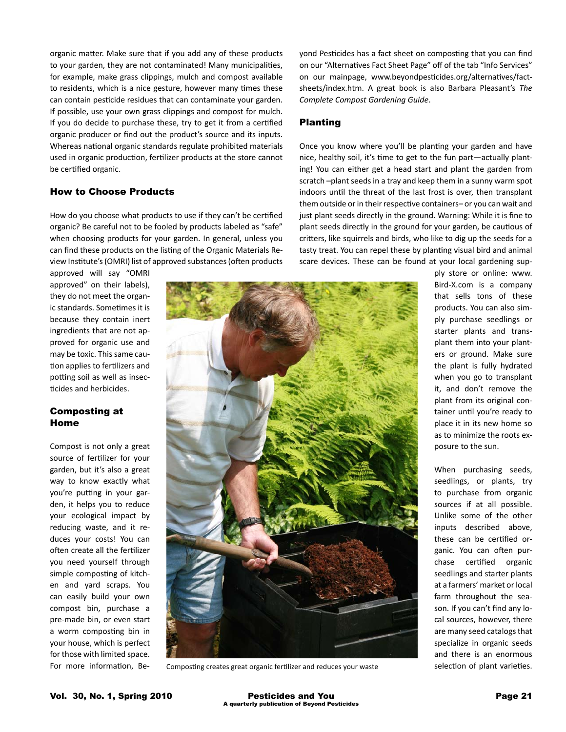organic matter. Make sure that if you add any of these products to your garden, they are not contaminated! Many municipalities, for example, make grass clippings, mulch and compost available to residents, which is a nice gesture, however many times these can contain pesticide residues that can contaminate your garden. If possible, use your own grass clippings and compost for mulch. If you do decide to purchase these, try to get it from a certified organic producer or find out the product's source and its inputs. Whereas national organic standards regulate prohibited materials used in organic production, fertilizer products at the store cannot be certified organic.

### How to Choose Products

How do you choose what products to use if they can't be certified organic? Be careful not to be fooled by products labeled as "safe" when choosing products for your garden. In general, unless you can find these products on the listing of the Organic Materials Review Institute's (OMRI) list of approved substances (often products approved will say "OMRI approved" on their labels), they do not meet the organic standards. Sometimes it is because they contain inert ingredients that are not approved for organic use and may be toxic. This same caution applies to fertilizers and potting soil as well as insecticides and herbicides.

### Composting at Home

Compost is not only a great source of fertilizer for your garden, but it's also a great way to know exactly what you're putting in your garden, it helps you to reduce your ecological impact by reducing waste, and it reduces your costs! You can often create all the fertilizer you need yourself through simple composting of kitchen and yard scraps. You can easily build your own compost bin, purchase a pre-made bin, or even start a worm composting bin in your house, which is perfect for those with limited space. For more information, Beyond Pesticides has a fact sheet on composting that you can find on our "Alternatives Fact Sheet Page" off of the tab "Info Services" on our mainpage, www.beyondpesticides.org/alternatives/factsheets/index.htm. A great book is also Barbara Pleasant's *The Complete Compost Gardening Guide*.

Composting creates great organic fertilizer and reduces your waste

### Planting

Once you know where you'll be planting your garden and have nice, healthy soil, it's time to get to the fun part—actually planting! You can either get a head start and plant the garden from scratch –plant seeds in a tray and keep them in a sunny warm spot indoors until the threat of the last frost is over, then transplant them outside or in their respective containers– or you can wait and just plant seeds directly in the ground. Warning: While it is fine to plant seeds directly in the ground for your garden, be cautious of critters, like squirrels and birds, who like to dig up the seeds for a tasty treat. You can repel these by planting visual bird and animal scare devices. These can be found at your local gardening supply store or online: www.Bird-X.com is a company that sells tons of these products. You can also simply purchase seedlings or starter plants and transplant them into your planters or ground. Make sure the plant is fully hydrated when you go to transplant it, and don't remove the plant from its original container until you're ready to place it in its new home so as to minimize the roots exposure to the sun.

When purchasing seeds, seedlings, or plants, try to purchase from organic sources if at all possible. Unlike some of the other inputs described above, these can be certified organic. You can often purchase certified organic seedlings and starter plants at a farmers' market or local farm throughout the season. If you can't find any local sources, however, there are many seed catalogs that specialize in organic seeds and there is an enormous selection of plant varieties.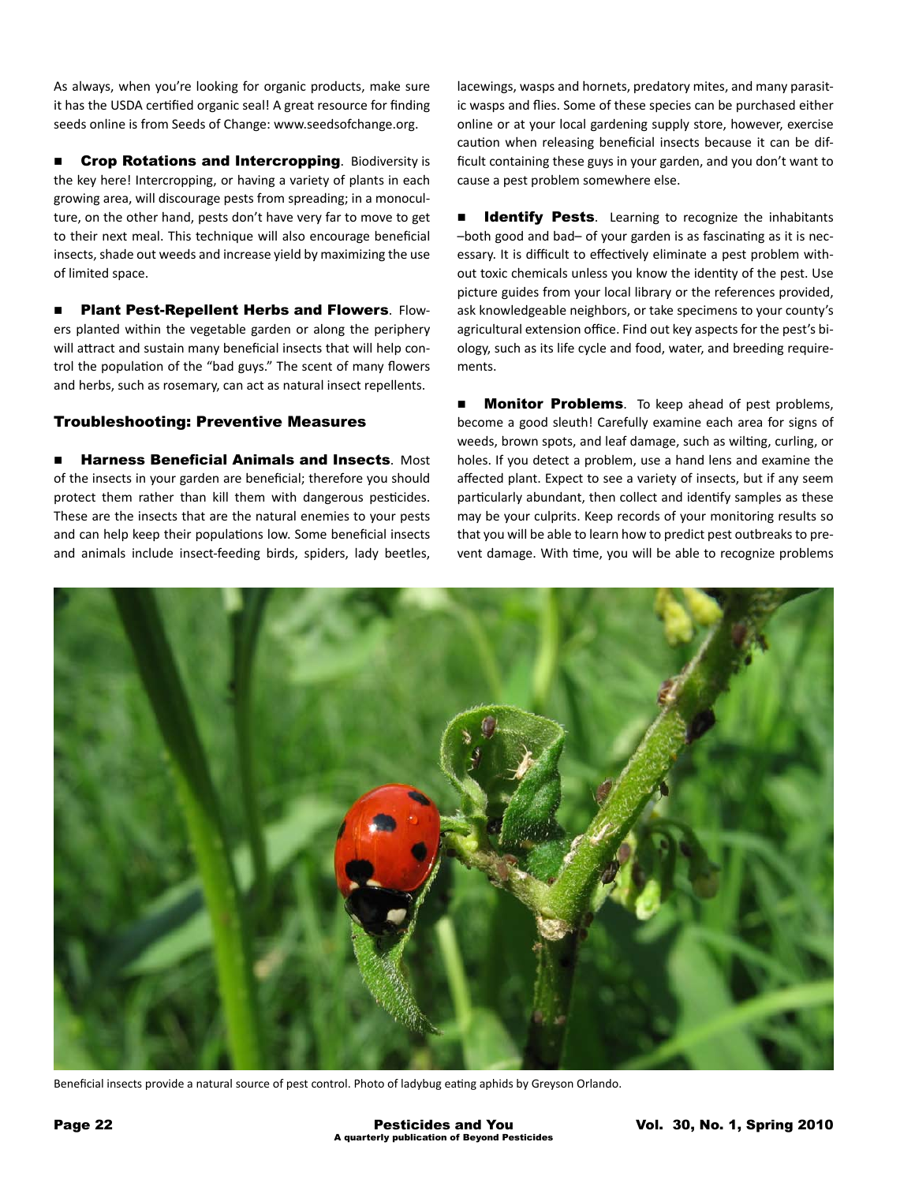As always, when you're looking for organic products, make sure it has the USDA certified organic seal! A great resource for finding seeds online is from Seeds of Change: www.seedsofchange.org.

- **Crop Rotations and Intercropping**. Biodiversity is the key here! Intercropping, or having a variety of plants in each growing area, will discourage pests from spreading; in a monoculture, on the other hand, pests don't have very far to move to get to their next meal. This technique will also encourage beneficial insects, shade out weeds and increase yield by maximizing the use of limited space.

- **Plant Pest-Repellent Herbs and Flowers**. Flowers planted within the vegetable garden or along the periphery will attract and sustain many beneficial insects that will help control the population of the "bad guys." The scent of many flowers and herbs, such as rosemary, can act as natural insect repellents.

## Troubleshooting: Preventive Measures

- **Harness Beneficial Animals and Insects**. Most of the insects in your garden are beneficial; therefore you should protect them rather than kill them with dangerous pesticides. These are the insects that are the natural enemies to your pests and can help keep their populations low. Some beneficial insects and animals include insect-feeding birds, spiders, lady beetles, lacewings, wasps and hornets, predatory mites, and many parasitic wasps and flies. Some of these species can be purchased either online or at your local gardening supply store, however, exercise caution when releasing beneficial insects because it can be difficult containing these guys in your garden, and you don't want to cause a pest problem somewhere else.

- **Identify Pests**. Learning to recognize the inhabitants –both good and bad– of your garden is as fascinating as it is necessary. It is difficult to effectively eliminate a pest problem without toxic chemicals unless you know the identity of the pest. Use picture guides from your local library or the references provided, ask knowledgeable neighbors, or take specimens to your county's agricultural extension office. Find out key aspects for the pest's biology, such as its life cycle and food, water, and breeding requirements.

- **Monitor Problems**. To keep ahead of pest problems, become a good sleuth! Carefully examine each area for signs of weeds, brown spots, and leaf damage, such as wilting, curling, or holes. If you detect a problem, use a hand lens and examine the affected plant. Expect to see a variety of insects, but if any seem particularly abundant, then collect and identify samples as these may be your culprits. Keep records of your monitoring results so that you will be able to learn how to predict pest outbreaks to prevent damage. With time, you will be able to recognize problems

Beneficial insects provide a natural source of pest control. Photo of ladybug eating aphids by Greyson Orlando.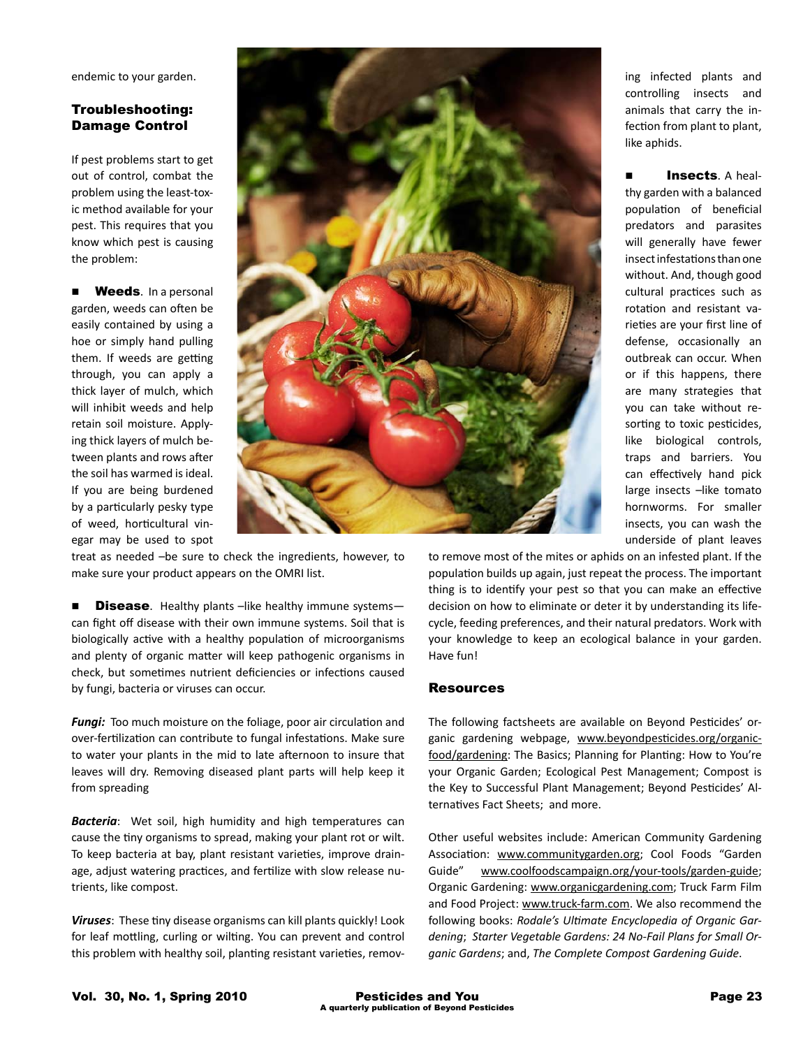endemic to your garden.

### Troubleshooting: Damage Control

If pest problems start to get out of control, combat the problem using the least-toxic method available for your pest. This requires that you know which pest is causing the problem:

- **Weeds**. In a personal garden, weeds can often be easily contained by using a hoe or simply hand pulling them. If weeds are getting through, you can apply a thick layer of mulch, which will inhibit weeds and help retain soil moisture. Applying thick layers of mulch between plants and rows after the soil has warmed is ideal. If you are being burdened by a particularly pesky type of weed, horticultural vinegar may be used to spot treat as needed –be sure to check the ingredients, however, to make sure your product appears on the OMRI list.

- **Disease**. Healthy plants –like healthy immune systems—can fight off disease with their own immune systems. Soil that is biologically active with a healthy population of microorganisms and plenty of organic matter will keep pathogenic organisms in check, but sometimes nutrient deficiencies or infections caused by fungi, bacteria or viruses can occur.

***Fungi:*** Too much moisture on the foliage, poor air circulation and over-fertilization can contribute to fungal infestations. Make sure to water your plants in the mid to late afternoon to insure that leaves will dry. Removing diseased plant parts will help keep it from spreading

***Bacteria***: Wet soil, high humidity and high temperatures can cause the tiny organisms to spread, making your plant rot or wilt. To keep bacteria at bay, plant resistant varieties, improve drainage, adjust watering practices, and fertilize with slow release nutrients, like compost.

***Viruses***: These tiny disease organisms can kill plants quickly! Look for leaf mottling, curling or wilting. You can prevent and control this problem with healthy soil, planting resistant varieties, removing infected plants and controlling insects and animals that carry the infection from plant to plant, like aphids.

- **Insects**. A healthy garden with a balanced population of beneficial predators and parasites will generally have fewer insect infestations than one without. And, though good cultural practices such as rotation and resistant varieties are your first line of defense, occasionally an outbreak can occur. When or if this happens, there are many strategies that you can take without resorting to toxic pesticides, like biological controls, traps and barriers. You can effectively hand pick large insects –like tomato hornworms. For smaller insects, you can wash the underside of plant leaves to remove most of the mites or aphids on an infested plant. If the population builds up again, just repeat the process. The important thing is to identify your pest so that you can make an effective decision on how to eliminate or deter it by understanding its lifecycle, feeding preferences, and their natural predators. Work with your knowledge to keep an ecological balance in your garden. Have fun!

### Resources

The following factsheets are available on Beyond Pesticides' organic gardening webpage, www.beyondpesticides.org/organicfood/gardening: The Basics; Planning for Planting: How to You're your Organic Garden; Ecological Pest Management; Compost is the Key to Successful Plant Management; Beyond Pesticides' Alternatives Fact Sheets; and more.

Other useful websites include: American Community Gardening Association: www.communitygarden.org; Cool Foods "Garden Guide" www.coolfoodscampaign.org/your-tools/garden-guide; Organic Gardening: www.organicgardening.com; Truck Farm Film and Food Project: www.truck-farm.com. We also recommend the following books: *Rodale's Ultimate Encyclopedia of Organic Gardening*; *Starter Vegetable Gardens: 24 No-Fail Plans for Small Organic Gardens*; and, *The Complete Compost Gardening Guide*.